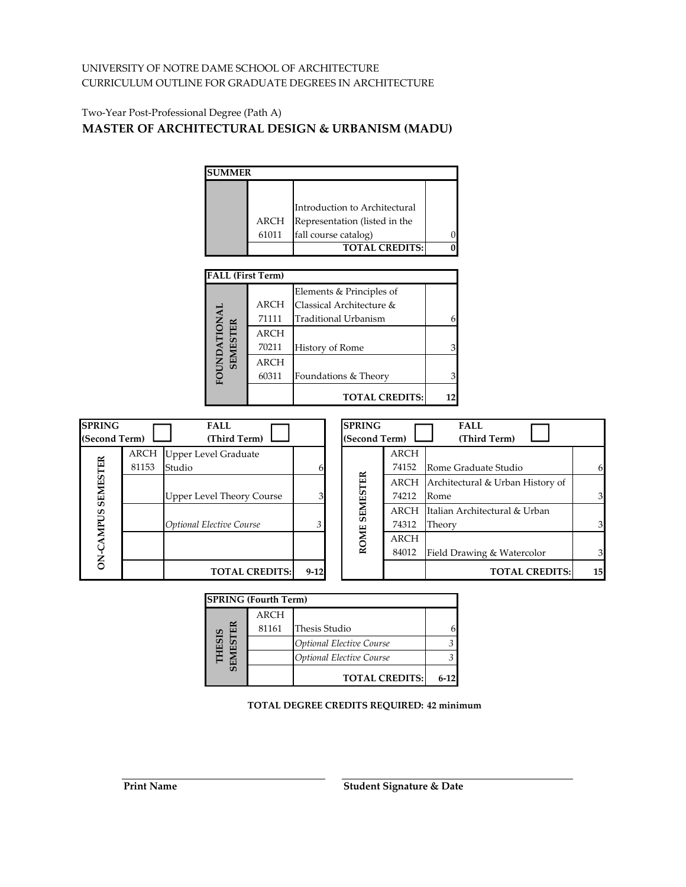UNIVERSITY OF NOTRE DAME SCHOOL OF ARCHITECTURE
CURRICULUM OUTLINE FOR GRADUATE DEGREES IN ARCHITECTURE

Two-Year Post-Professional Degree (Path A)

## MASTER OF ARCHITECTURAL DESIGN & URBANISM (MADU)

| **SUMMER** | | | |
|---|---|---|---|
| | ARCH 61011 | Introduction to Architectural Representation (listed in the fall course catalog) | 0 |
| | | **TOTAL CREDITS:** | **0** |

| **FALL (First Term)** | | | |
|---|---|---|---|
| **FOUNDATIONAL SEMESTER** | ARCH 71111 | Elements & Principles of Classical Architecture & Traditional Urbanism | 6 |
| | ARCH 70211 | History of Rome | 3 |
| | ARCH 60311 | Foundations & Theory | 3 |
| | | **TOTAL CREDITS:** | **12** |

| **SPRING (Second Term)** ☐ **FALL (Third Term)** ☐ | | | |
|---|---|---|---|
| **ON-CAMPUS SEMESTER** | ARCH 81153 | Upper Level Graduate Studio | 6 |
| | | Upper Level Theory Course | 3 |
| | | *Optional Elective Course* | *3* |
| | | | |
| | | **TOTAL CREDITS:** | **9-12** |

| **SPRING (Second Term)** ☐ **FALL (Third Term)** ☐ | | | |
|---|---|---|---|
| **ROME SEMESTER** | ARCH 74152 | Rome Graduate Studio | 6 |
| | ARCH 74212 | Architectural & Urban History of Rome | 3 |
| | ARCH 74312 | Italian Architectural & Urban Theory | 3 |
| | ARCH 84012 | Field Drawing & Watercolor | 3 |
| | | **TOTAL CREDITS:** | **15** |

| **SPRING (Fourth Term)** | | | |
|---|---|---|---|
| **THESIS SEMESTER** | ARCH 81161 | Thesis Studio | 6 |
| | | *Optional Elective Course* | *3* |
| | | *Optional Elective Course* | *3* |
| | | **TOTAL CREDITS:** | **6-12** |

**TOTAL DEGREE CREDITS REQUIRED: 42 minimum**

**Print Name** ______________________ **Student Signature & Date** ______________________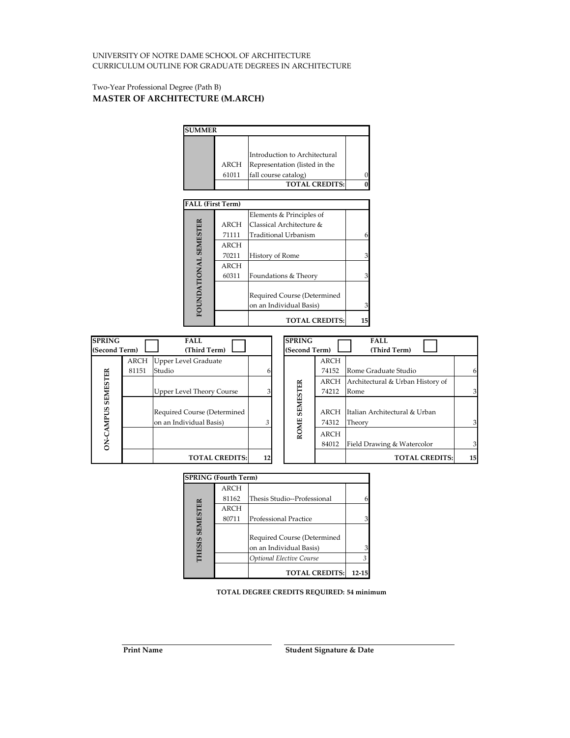UNIVERSITY OF NOTRE DAME SCHOOL OF ARCHITECTURE
CURRICULUM OUTLINE FOR GRADUATE DEGREES IN ARCHITECTURE

Two-Year Professional Degree (Path B)

## MASTER OF ARCHITECTURE (M.ARCH)

| SUMMER | | | |
|---|---|---|---|
| | ARCH 61011 | Introduction to Architectural Representation (listed in the fall course catalog) | 0 |
| | | **TOTAL CREDITS:** | **0** |

| FALL (First Term) | | | |
|---|---|---|---|
| **FOUNDATIONAL SEMESTER** | ARCH 71111 | Elements & Principles of Classical Architecture & Traditional Urbanism | 6 |
| | ARCH 70211 | History of Rome | 3 |
| | ARCH 60311 | Foundations & Theory | 3 |
| | | Required Course (Determined on an Individual Basis) | 3 |
| | | **TOTAL CREDITS:** | **15** |

| SPRING (Second Term) ☐ FALL (Third Term) ☐ | | | |
|---|---|---|---|
| **ON-CAMPUS SEMESTER** | ARCH 81151 | Upper Level Graduate Studio | 6 |
| | | Upper Level Theory Course | 3 |
| | | Required Course (Determined on an Individual Basis) | 3 |
| | | | |
| | | **TOTAL CREDITS:** | **12** |

| SPRING (Second Term) ☐ FALL (Third Term) ☐ | | | |
|---|---|---|---|
| **ROME SEMESTER** | ARCH 74152 | Rome Graduate Studio | 6 |
| | ARCH 74212 | Architectural & Urban History of Rome | 3 |
| | ARCH 74312 | Italian Architectural & Urban Theory | 3 |
| | ARCH 84012 | Field Drawing & Watercolor | 3 |
| | | **TOTAL CREDITS:** | **15** |

| SPRING (Fourth Term) | | | |
|---|---|---|---|
| **THESIS SEMESTER** | ARCH 81162 | Thesis Studio--Professional | 6 |
| | ARCH 80711 | Professional Practice | 3 |
| | | Required Course (Determined on an Individual Basis) | 3 |
| | | *Optional Elective Course* | *3* |
| | | **TOTAL CREDITS:** | **12-15** |

**TOTAL DEGREE CREDITS REQUIRED: 54 minimum**

**Print Name** _______________________ **Student Signature & Date** _______________________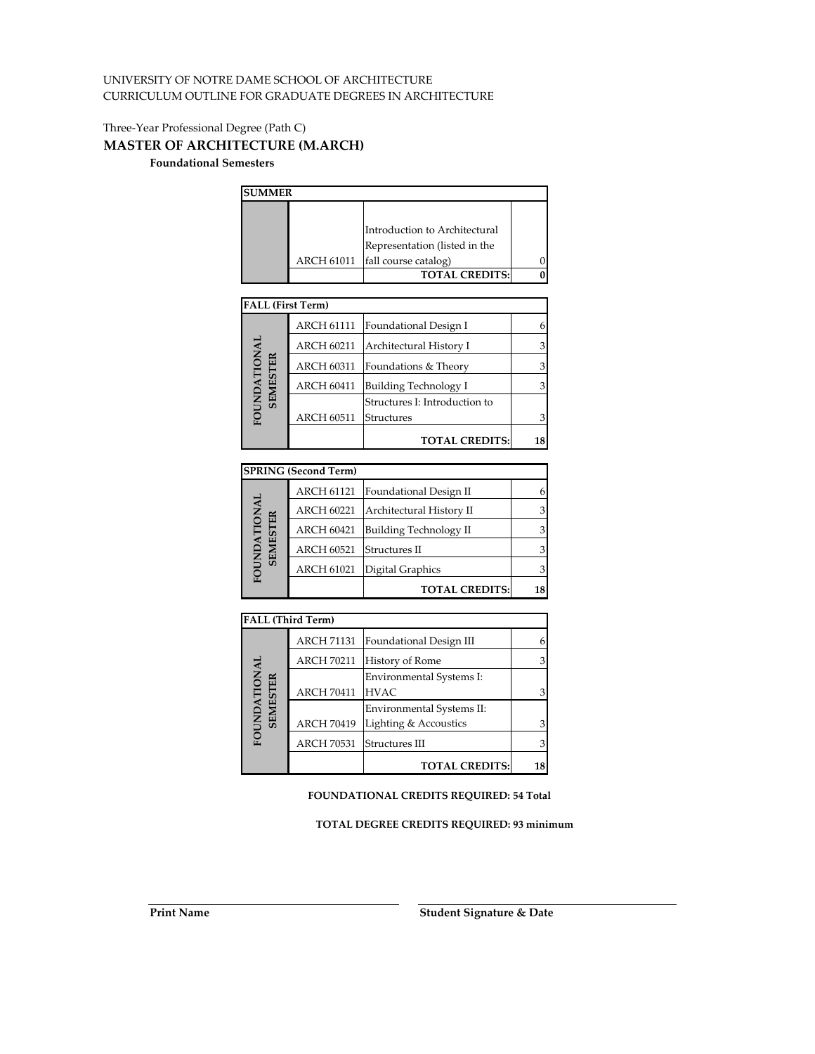UNIVERSITY OF NOTRE DAME SCHOOL OF ARCHITECTURE
CURRICULUM OUTLINE FOR GRADUATE DEGREES IN ARCHITECTURE

Three-Year Professional Degree (Path C)

## MASTER OF ARCHITECTURE (M.ARCH)

### Foundational Semesters

| SUMMER | | | |
|---|---|---|---|
| | ARCH 61011 | Introduction to Architectural Representation (listed in the fall course catalog) | 0 |
| | | **TOTAL CREDITS:** | **0** |

| FALL (First Term) | | | |
|---|---|---|---|
| FOUNDATIONAL SEMESTER | ARCH 61111 | Foundational Design I | 6 |
| | ARCH 60211 | Architectural History I | 3 |
| | ARCH 60311 | Foundations & Theory | 3 |
| | ARCH 60411 | Building Technology I | 3 |
| | ARCH 60511 | Structures I: Introduction to Structures | 3 |
| | | **TOTAL CREDITS:** | **18** |

| SPRING (Second Term) | | | |
|---|---|---|---|
| FOUNDATIONAL SEMESTER | ARCH 61121 | Foundational Design II | 6 |
| | ARCH 60221 | Architectural History II | 3 |
| | ARCH 60421 | Building Technology II | 3 |
| | ARCH 60521 | Structures II | 3 |
| | ARCH 61021 | Digital Graphics | 3 |
| | | **TOTAL CREDITS:** | **18** |

| FALL (Third Term) | | | |
|---|---|---|---|
| FOUNDATIONAL SEMESTER | ARCH 71131 | Foundational Design III | 6 |
| | ARCH 70211 | History of Rome | 3 |
| | ARCH 70411 | Environmental Systems I: HVAC | 3 |
| | ARCH 70419 | Environmental Systems II: Lighting & Accoustics | 3 |
| | ARCH 70531 | Structures III | 3 |
| | | **TOTAL CREDITS:** | **18** |

**FOUNDATIONAL CREDITS REQUIRED: 54 Total**

**TOTAL DEGREE CREDITS REQUIRED: 93 minimum**

**Print Name** ______________________ **Student Signature & Date** ______________________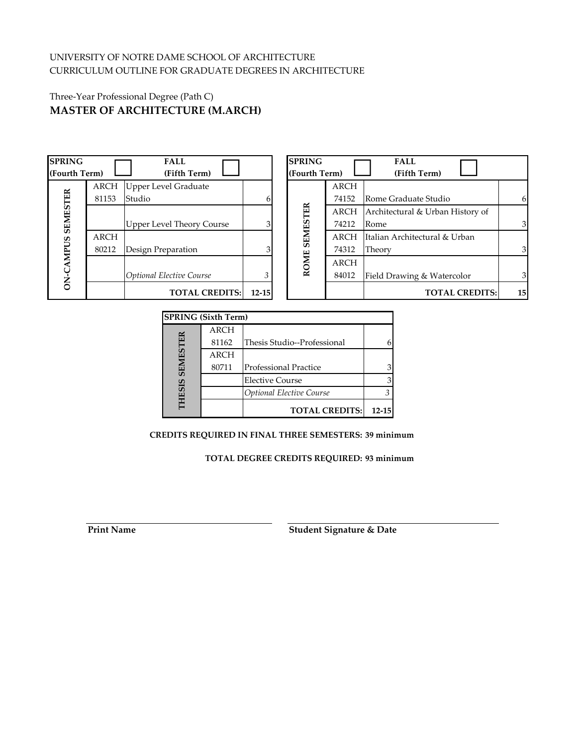UNIVERSITY OF NOTRE DAME SCHOOL OF ARCHITECTURE
CURRICULUM OUTLINE FOR GRADUATE DEGREES IN ARCHITECTURE

Three-Year Professional Degree (Path C)

## MASTER OF ARCHITECTURE (M.ARCH)

| **SPRING (Fourth Term)** ☐ **FALL (Fifth Term)** ☐ | | | |
|---|---|---|---|
| **ON-CAMPUS SEMESTER** | ARCH 81153 | Upper Level Graduate Studio | 6 |
| | | Upper Level Theory Course | 3 |
| | ARCH 80212 | Design Preparation | 3 |
| | | *Optional Elective Course* | *3* |
| | | **TOTAL CREDITS:** | **12-15** |

| **SPRING (Fourth Term)** ☐ **FALL (Fifth Term)** ☐ | | | |
|---|---|---|---|
| **ROME SEMESTER** | ARCH 74152 | Rome Graduate Studio | 6 |
| | ARCH 74212 | Architectural & Urban History of Rome | 3 |
| | ARCH 74312 | Italian Architectural & Urban Theory | 3 |
| | ARCH 84012 | Field Drawing & Watercolor | 3 |
| | | **TOTAL CREDITS:** | **15** |

| **SPRING (Sixth Term)** | | | |
|---|---|---|---|
| **THESIS SEMESTER** | ARCH 81162 | Thesis Studio--Professional | 6 |
| | ARCH 80711 | Professional Practice | 3 |
| | | Elective Course | 3 |
| | | *Optional Elective Course* | *3* |
| | | **TOTAL CREDITS:** | **12-15** |

**CREDITS REQUIRED IN FINAL THREE SEMESTERS: 39 minimum**

**TOTAL DEGREE CREDITS REQUIRED: 93 minimum**

**Print Name** ______________________ **Student Signature & Date** ______________________